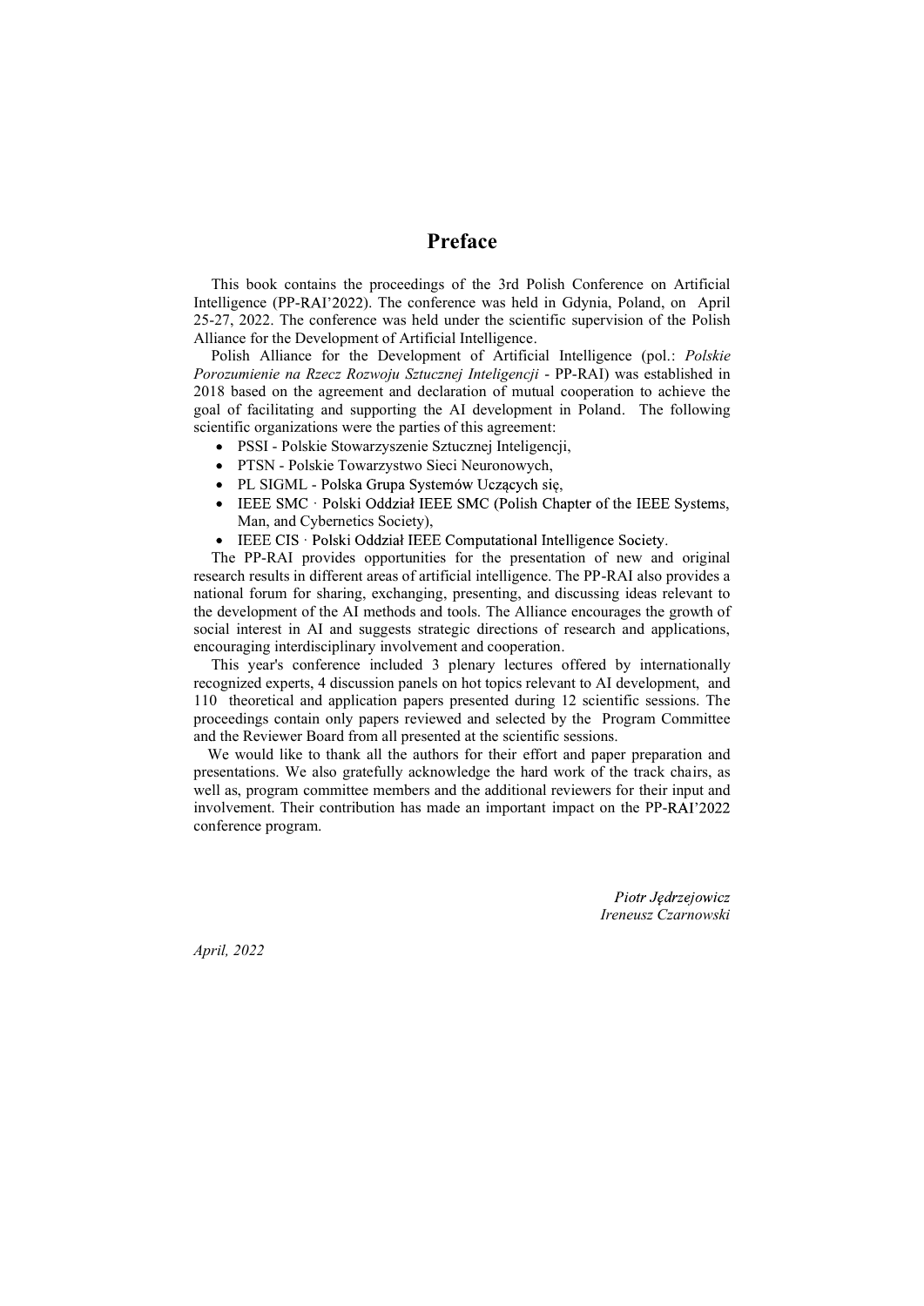# Preface

This book contains the proceedings of the 3rd Polish Conference on Artificial Intelligence (PP-RAI'2022). The conference was held in Gdynia, Poland, on April 25-27, 2022. The conference was held under the scientific supervision of the Polish Alliance for the Development of Artificial Intelligence.

Polish Alliance for the Development of Artificial Intelligence (pol.: *Polskie Porozumienie na Rzecz Rozwoju Sztucznej Inteligencji* - PP-RAI) was established in 2018 based on the agreement and declaration of mutual cooperation to achieve the goal of facilitating and supporting the AI development in Poland. The following scientific organizations were the parties of this agreement:

- PSSI - Polskie Stowarzyszenie Sztucznej Inteligencji,
- PTSN - Polskie Towarzystwo Sieci Neuronowych,
- PL SIGML - Polska Grupa Systemów Uczących się,
- IEEE SMC · Polski Oddział IEEE SMC (Polish Chapter of the IEEE Systems, Man, and Cybernetics Society),
- IEEE CIS · Polski Oddział IEEE Computational Intelligence Society.

The PP-RAI provides opportunities for the presentation of new and original research results in different areas of artificial intelligence. The PP-RAI also provides a national forum for sharing, exchanging, presenting, and discussing ideas relevant to the development of the AI methods and tools. The Alliance encourages the growth of social interest in AI and suggests strategic directions of research and applications, encouraging interdisciplinary involvement and cooperation.

This year's conference included 3 plenary lectures offered by internationally recognized experts, 4 discussion panels on hot topics relevant to AI development, and 110 theoretical and application papers presented during 12 scientific sessions. The proceedings contain only papers reviewed and selected by the Program Committee and the Reviewer Board from all presented at the scientific sessions.

We would like to thank all the authors for their effort and paper preparation and presentations. We also gratefully acknowledge the hard work of the track chairs, as well as, program committee members and the additional reviewers for their input and involvement. Their contribution has made an important impact on the PP-RAI'2022 conference program.

*Piotr Jędrzejowicz*
*Ireneusz Czarnowski*

*April, 2022*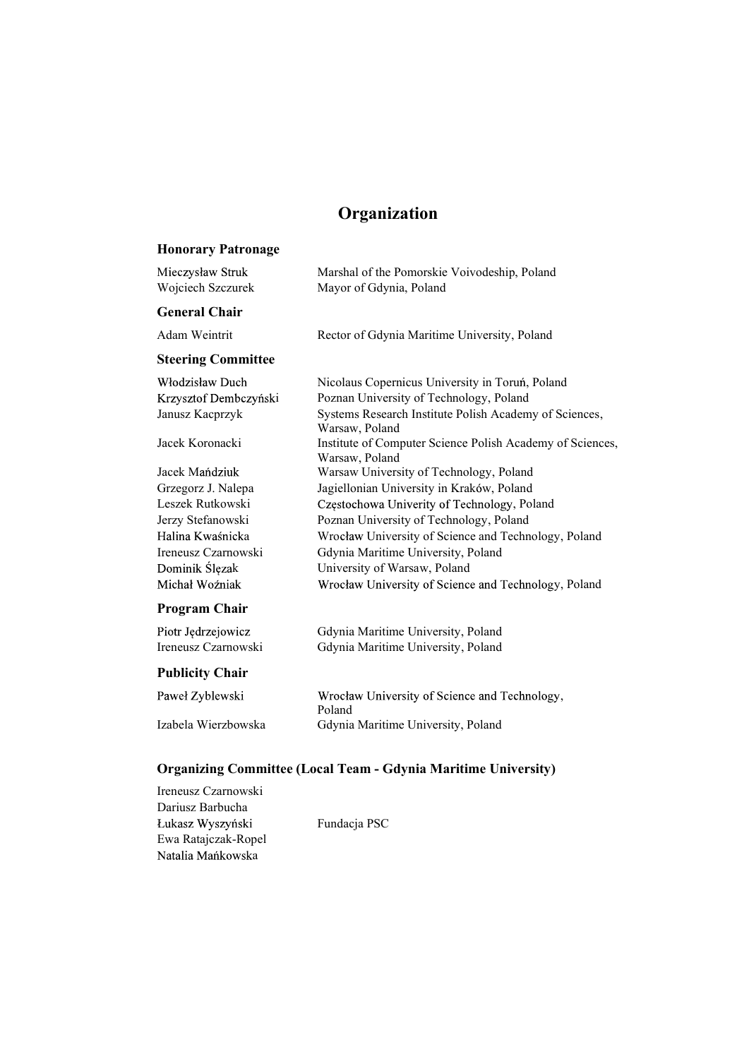# Organization

## Honorary Patronage

| | |
|---|---|
| Mieczysław Struk | Marshal of the Pomorskie Voivodeship, Poland |
| Wojciech Szczurek | Mayor of Gdynia, Poland |

## General Chair

| | |
|---|---|
| Adam Weintrit | Rector of Gdynia Maritime University, Poland |

## Steering Committee

| | |
|---|---|
| Włodzisław Duch | Nicolaus Copernicus University in Toruń, Poland |
| Krzysztof Dembczyński | Poznan University of Technology, Poland |
| Janusz Kacprzyk | Systems Research Institute Polish Academy of Sciences, Warsaw, Poland |
| Jacek Koronacki | Institute of Computer Science Polish Academy of Sciences, Warsaw, Poland |
| Jacek Mańdziuk | Warsaw University of Technology, Poland |
| Grzegorz J. Nalepa | Jagiellonian University in Kraków, Poland |
| Leszek Rutkowski | Częstochowa Univerity of Technology, Poland |
| Jerzy Stefanowski | Poznan University of Technology, Poland |
| Halina Kwaśnicka | Wrocław University of Science and Technology, Poland |
| Ireneusz Czarnowski | Gdynia Maritime University, Poland |
| Dominik Ślęzak | University of Warsaw, Poland |
| Michał Woźniak | Wrocław University of Science and Technology, Poland |

## Program Chair

| | |
|---|---|
| Piotr Jędrzejowicz | Gdynia Maritime University, Poland |
| Ireneusz Czarnowski | Gdynia Maritime University, Poland |

## Publicity Chair

| | |
|---|---|
| Paweł Zyblewski | Wrocław University of Science and Technology, Poland |
| Izabela Wierzbowska | Gdynia Maritime University, Poland |

## Organizing Committee (Local Team - Gdynia Maritime University)

| | |
|---|---|
| Ireneusz Czarnowski | |
| Dariusz Barbucha | |
| Łukasz Wyszyński | Fundacja PSC |
| Ewa Ratajczak-Ropel | |
| Natalia Mańkowska | |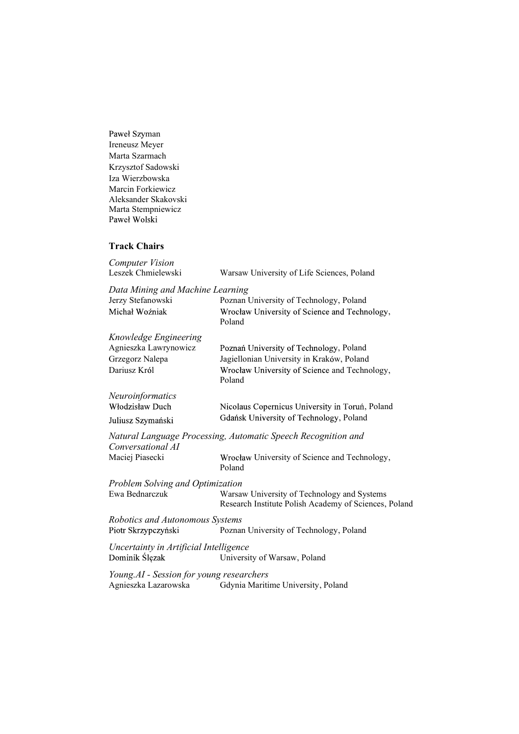Paweł Szyman
Ireneusz Meyer
Marta Szarmach
Krzysztof Sadowski
Iza Wierzbowska
Marcin Forkiewicz
Aleksander Skakovski
Marta Stempniewicz
Paweł Wolski

## Track Chairs

*Computer Vision*

| | |
|---|---|
| Leszek Chmielewski | Warsaw University of Life Sciences, Poland |

*Data Mining and Machine Learning*

| | |
|---|---|
| Jerzy Stefanowski | Poznan University of Technology, Poland |
| Michał Woźniak | Wrocław University of Science and Technology, Poland |

*Knowledge Engineering*

| | |
|---|---|
| Agnieszka Lawrynowicz | Poznań University of Technology, Poland |
| Grzegorz Nalepa | Jagiellonian University in Kraków, Poland |
| Dariusz Król | Wrocław University of Science and Technology, Poland |

*Neuroinformatics*

| | |
|---|---|
| Włodzisław Duch | Nicolaus Copernicus University in Toruń, Poland |
| Juliusz Szymański | Gdańsk University of Technology, Poland |

*Natural Language Processing, Automatic Speech Recognition and Conversational AI*

| | |
|---|---|
| Maciej Piasecki | Wrocław University of Science and Technology, Poland |

*Problem Solving and Optimization*

| | |
|---|---|
| Ewa Bednarczuk | Warsaw University of Technology and Systems Research Institute Polish Academy of Sciences, Poland |

*Robotics and Autonomous Systems*

| | |
|---|---|
| Piotr Skrzypczyński | Poznan University of Technology, Poland |

*Uncertainty in Artificial Intelligence*

| | |
|---|---|
| Dominik Ślęzak | University of Warsaw, Poland |

*Young.AI - Session for young researchers*

| | |
|---|---|
| Agnieszka Lazarowska | Gdynia Maritime University, Poland |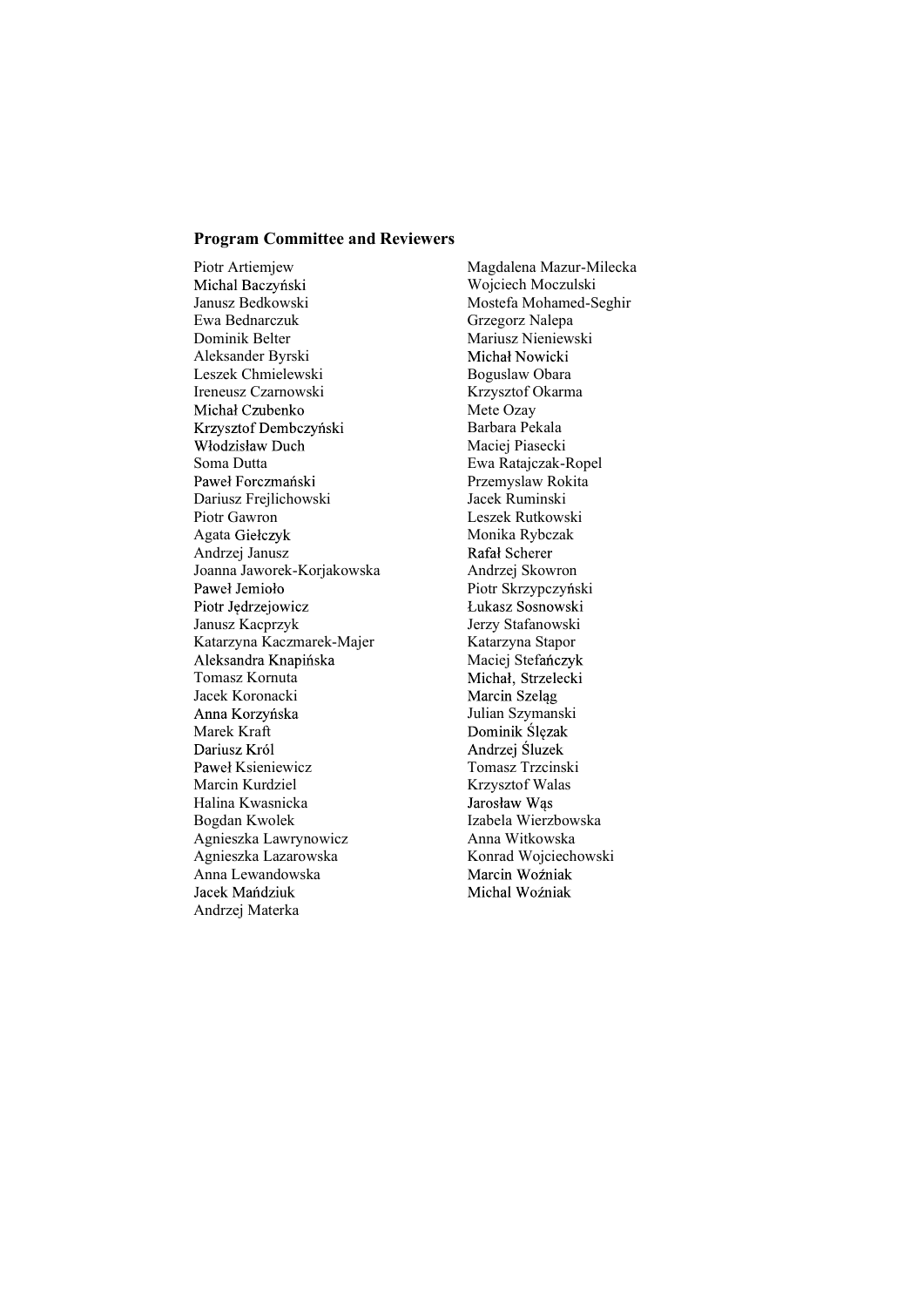## Program Committee and Reviewers

Piotr Artiemjew
Michal Baczyński
Janusz Bedkowski
Ewa Bednarczuk
Dominik Belter
Aleksander Byrski
Leszek Chmielewski
Ireneusz Czarnowski
Michał Czubenko
Krzysztof Dembczyński
Włodzisław Duch
Soma Dutta
Paweł Forczmański
Dariusz Frejlichowski
Piotr Gawron
Agata Giełczyk
Andrzej Janusz
Joanna Jaworek-Korjakowska
Paweł Jemioło
Piotr Jędrzejowicz
Janusz Kacprzyk
Katarzyna Kaczmarek-Majer
Aleksandra Knapińska
Tomasz Kornuta
Jacek Koronacki
Anna Korzyńska
Marek Kraft
Dariusz Król
Paweł Ksieniewicz
Marcin Kurdziel
Halina Kwasnicka
Bogdan Kwolek
Agnieszka Lawrynowicz
Agnieszka Lazarowska
Anna Lewandowska
Jacek Mańdziuk
Andrzej Materka
Magdalena Mazur-Milecka
Wojciech Moczulski
Mostefa Mohamed-Seghir
Grzegorz Nalepa
Mariusz Nieniewski
Michał Nowicki
Boguslaw Obara
Krzysztof Okarma
Mete Ozay
Barbara Pekala
Maciej Piasecki
Ewa Ratajczak-Ropel
Przemyslaw Rokita
Jacek Ruminski
Leszek Rutkowski
Monika Rybczak
Rafał Scherer
Andrzej Skowron
Piotr Skrzypczyński
Łukasz Sosnowski
Jerzy Stafanowski
Katarzyna Stapor
Maciej Stefańczyk
Michał, Strzelecki
Marcin Szeląg
Julian Szymanski
Dominik Ślęzak
Andrzej Śluzek
Tomasz Trzcinski
Krzysztof Walas
Jarosław Wąs
Izabela Wierzbowska
Anna Witkowska
Konrad Wojciechowski
Marcin Woźniak
Michal Woźniak